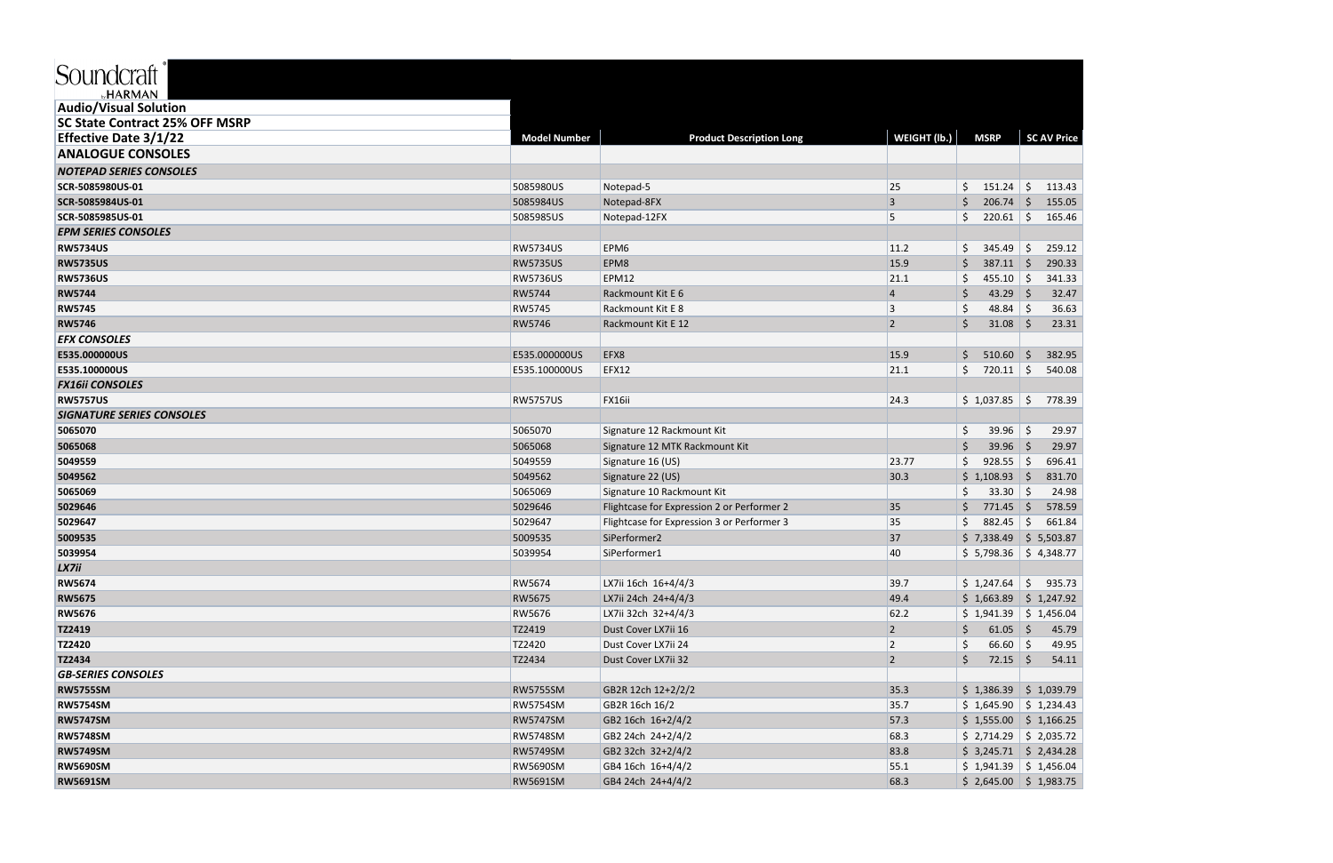Soundcraft by HARMAN

**Audio/Visual Solution**

**SC State Contract 25% OFF MSRP**

**Effective Date 3/1/22**

| | Model Number | Product Description Long | WEIGHT (lb.) | MSRP | SC AV Price |
|---|---|---|---|---|---|
| **ANALOGUE CONSOLES** | | | | | |
| ***NOTEPAD SERIES CONSOLES*** | | | | | |
| **SCR-5085980US-01** | 5085980US | Notepad-5 | 25 | $ 151.24 | $ 113.43 |
| **SCR-5085984US-01** | 5085984US | Notepad-8FX | 3 | $ 206.74 | $ 155.05 |
| **SCR-5085985US-01** | 5085985US | Notepad-12FX | 5 | $ 220.61 | $ 165.46 |
| ***EPM SERIES CONSOLES*** | | | | | |
| **RW5734US** | RW5734US | EPM6 | 11.2 | $ 345.49 | $ 259.12 |
| **RW5735US** | RW5735US | EPM8 | 15.9 | $ 387.11 | $ 290.33 |
| **RW5736US** | RW5736US | EPM12 | 21.1 | $ 455.10 | $ 341.33 |
| **RW5744** | RW5744 | Rackmount Kit E 6 | 4 | $ 43.29 | $ 32.47 |
| **RW5745** | RW5745 | Rackmount Kit E 8 | 3 | $ 48.84 | $ 36.63 |
| **RW5746** | RW5746 | Rackmount Kit E 12 | 2 | $ 31.08 | $ 23.31 |
| ***EFX CONSOLES*** | | | | | |
| **E535.000000US** | E535.000000US | EFX8 | 15.9 | $ 510.60 | $ 382.95 |
| **E535.100000US** | E535.100000US | EFX12 | 21.1 | $ 720.11 | $ 540.08 |
| ***FX16ii CONSOLES*** | | | | | |
| **RW5757US** | RW5757US | FX16ii | 24.3 | $ 1,037.85 | $ 778.39 |
| ***SIGNATURE SERIES CONSOLES*** | | | | | |
| **5065070** | 5065070 | Signature 12 Rackmount Kit | | $ 39.96 | $ 29.97 |
| **5065068** | 5065068 | Signature 12 MTK Rackmount Kit | | $ 39.96 | $ 29.97 |
| **5049559** | 5049559 | Signature 16 (US) | 23.77 | $ 928.55 | $ 696.41 |
| **5049562** | 5049562 | Signature 22 (US) | 30.3 | $ 1,108.93 | $ 831.70 |
| **5065069** | 5065069 | Signature 10 Rackmount Kit | | $ 33.30 | $ 24.98 |
| **5029646** | 5029646 | Flightcase for Expression 2 or Performer 2 | 35 | $ 771.45 | $ 578.59 |
| **5029647** | 5029647 | Flightcase for Expression 3 or Performer 3 | 35 | $ 882.45 | $ 661.84 |
| **5009535** | 5009535 | SiPerformer2 | 37 | $ 7,338.49 | $ 5,503.87 |
| **5039954** | 5039954 | SiPerformer1 | 40 | $ 5,798.36 | $ 4,348.77 |
| ***LX7ii*** | | | | | |
| **RW5674** | RW5674 | LX7ii 16ch 16+4/4/3 | 39.7 | $ 1,247.64 | $ 935.73 |
| **RW5675** | RW5675 | LX7ii 24ch 24+4/4/3 | 49.4 | $ 1,663.89 | $ 1,247.92 |
| **RW5676** | RW5676 | LX7ii 32ch 32+4/4/3 | 62.2 | $ 1,941.39 | $ 1,456.04 |
| **TZ2419** | TZ2419 | Dust Cover LX7ii 16 | 2 | $ 61.05 | $ 45.79 |
| **TZ2420** | TZ2420 | Dust Cover LX7ii 24 | 2 | $ 66.60 | $ 49.95 |
| **TZ2434** | TZ2434 | Dust Cover LX7ii 32 | 2 | $ 72.15 | $ 54.11 |
| ***GB-SERIES CONSOLES*** | | | | | |
| **RW5755SM** | RW5755SM | GB2R 12ch 12+2/2/2 | 35.3 | $ 1,386.39 | $ 1,039.79 |
| **RW5754SM** | RW5754SM | GB2R 16ch 16/2 | 35.7 | $ 1,645.90 | $ 1,234.43 |
| **RW5747SM** | RW5747SM | GB2 16ch 16+2/4/2 | 57.3 | $ 1,555.00 | $ 1,166.25 |
| **RW5748SM** | RW5748SM | GB2 24ch 24+2/4/2 | 68.3 | $ 2,714.29 | $ 2,035.72 |
| **RW5749SM** | RW5749SM | GB2 32ch 32+2/4/2 | 83.8 | $ 3,245.71 | $ 2,434.28 |
| **RW5690SM** | RW5690SM | GB4 16ch 16+4/4/2 | 55.1 | $ 1,941.39 | $ 1,456.04 |
| **RW5691SM** | RW5691SM | GB4 24ch 24+4/4/2 | 68.3 | $ 2,645.00 | $ 1,983.75 |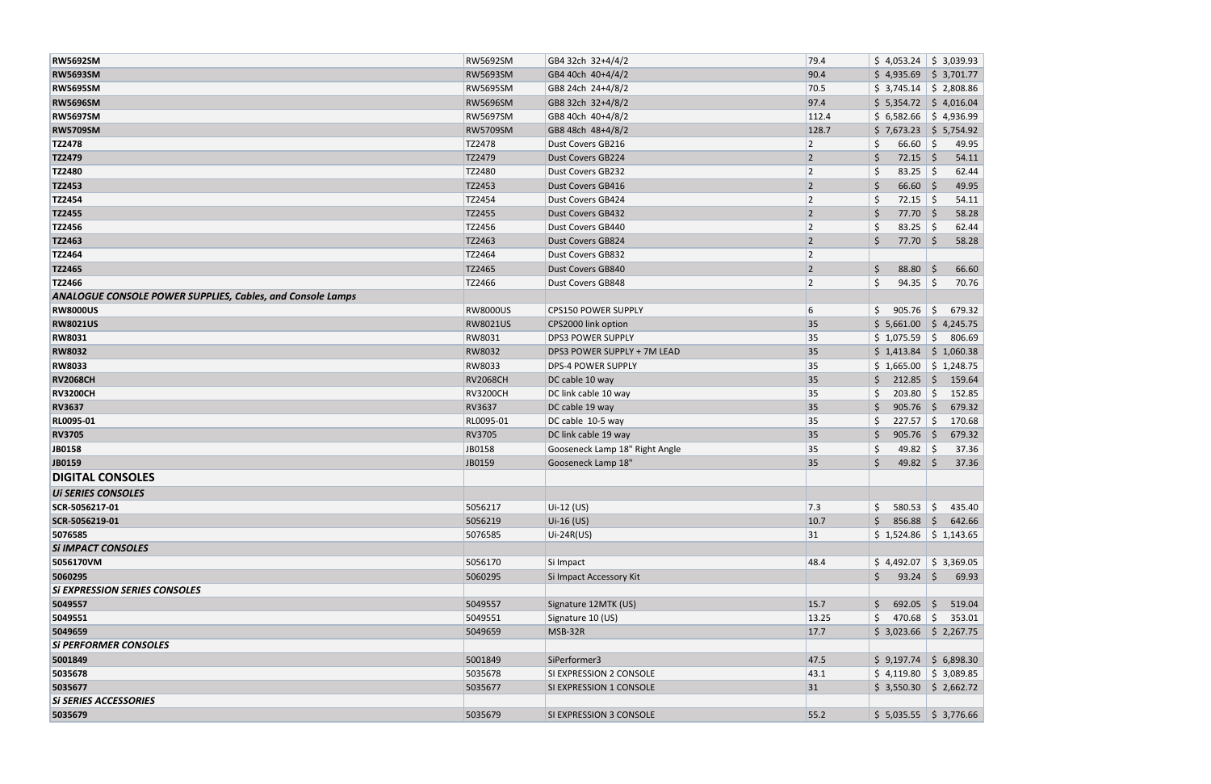| | | | | | |
|---|---|---|---|---|---|
| **RW5692SM** | RW5692SM | GB4 32ch 32+4/4/2 | 79.4 | $ 4,053.24 | $ 3,039.93 |
| **RW5693SM** | RW5693SM | GB4 40ch 40+4/4/2 | 90.4 | $ 4,935.69 | $ 3,701.77 |
| **RW5695SM** | RW5695SM | GB8 24ch 24+4/8/2 | 70.5 | $ 3,745.14 | $ 2,808.86 |
| **RW5696SM** | RW5696SM | GB8 32ch 32+4/8/2 | 97.4 | $ 5,354.72 | $ 4,016.04 |
| **RW5697SM** | RW5697SM | GB8 40ch 40+4/8/2 | 112.4 | $ 6,582.66 | $ 4,936.99 |
| **RW5709SM** | RW5709SM | GB8 48ch 48+4/8/2 | 128.7 | $ 7,673.23 | $ 5,754.92 |
| **TZ2478** | TZ2478 | Dust Covers GB216 | 2 | $ 66.60 | $ 49.95 |
| **TZ2479** | TZ2479 | Dust Covers GB224 | 2 | $ 72.15 | $ 54.11 |
| **TZ2480** | TZ2480 | Dust Covers GB232 | 2 | $ 83.25 | $ 62.44 |
| **TZ2453** | TZ2453 | Dust Covers GB416 | 2 | $ 66.60 | $ 49.95 |
| **TZ2454** | TZ2454 | Dust Covers GB424 | 2 | $ 72.15 | $ 54.11 |
| **TZ2455** | TZ2455 | Dust Covers GB432 | 2 | $ 77.70 | $ 58.28 |
| **TZ2456** | TZ2456 | Dust Covers GB440 | 2 | $ 83.25 | $ 62.44 |
| **TZ2463** | TZ2463 | Dust Covers GB824 | 2 | $ 77.70 | $ 58.28 |
| **TZ2464** | TZ2464 | Dust Covers GB832 | 2 | | |
| **TZ2465** | TZ2465 | Dust Covers GB840 | 2 | $ 88.80 | $ 66.60 |
| **TZ2466** | TZ2466 | Dust Covers GB848 | 2 | $ 94.35 | $ 70.76 |
| ***ANALOGUE CONSOLE POWER SUPPLIES, Cables, and Console Lamps*** | | | | | |
| **RW8000US** | RW8000US | CPS150 POWER SUPPLY | 6 | $ 905.76 | $ 679.32 |
| **RW8021US** | RW8021US | CPS2000 link option | 35 | $ 5,661.00 | $ 4,245.75 |
| **RW8031** | RW8031 | DPS3 POWER SUPPLY | 35 | $ 1,075.59 | $ 806.69 |
| **RW8032** | RW8032 | DPS3 POWER SUPPLY + 7M LEAD | 35 | $ 1,413.84 | $ 1,060.38 |
| **RW8033** | RW8033 | DPS-4 POWER SUPPLY | 35 | $ 1,665.00 | $ 1,248.75 |
| **RV2068CH** | RV2068CH | DC cable 10 way | 35 | $ 212.85 | $ 159.64 |
| **RV3200CH** | RV3200CH | DC link cable 10 way | 35 | $ 203.80 | $ 152.85 |
| **RV3637** | RV3637 | DC cable 19 way | 35 | $ 905.76 | $ 679.32 |
| RL0095-01 | RL0095-01 | DC cable 10-5 way | 35 | $ 227.57 | $ 170.68 |
| **RV3705** | RV3705 | DC link cable 19 way | 35 | $ 905.76 | $ 679.32 |
| **JB0158** | JB0158 | Gooseneck Lamp 18" Right Angle | 35 | $ 49.82 | $ 37.36 |
| **JB0159** | JB0159 | Gooseneck Lamp 18" | 35 | $ 49.82 | $ 37.36 |
| **DIGITAL CONSOLES** | | | | | |
| ***Ui SERIES CONSOLES*** | | | | | |
| **SCR-5056217-01** | 5056217 | Ui-12 (US) | 7.3 | $ 580.53 | $ 435.40 |
| **SCR-5056219-01** | 5056219 | Ui-16 (US) | 10.7 | $ 856.88 | $ 642.66 |
| **5076585** | 5076585 | Ui-24R(US) | 31 | $ 1,524.86 | $ 1,143.65 |
| ***Si IMPACT CONSOLES*** | | | | | |
| **5056170VM** | 5056170 | Si Impact | 48.4 | $ 4,492.07 | $ 3,369.05 |
| **5060295** | 5060295 | Si Impact Accessory Kit | | $ 93.24 | $ 69.93 |
| ***Si EXPRESSION SERIES CONSOLES*** | | | | | |
| **5049557** | 5049557 | Signature 12MTK (US) | 15.7 | $ 692.05 | $ 519.04 |
| **5049551** | 5049551 | Signature 10 (US) | 13.25 | $ 470.68 | $ 353.01 |
| **5049659** | 5049659 | MSB-32R | 17.7 | $ 3,023.66 | $ 2,267.75 |
| ***Si PERFORMER CONSOLES*** | | | | | |
| **5001849** | 5001849 | SiPerformer3 | 47.5 | $ 9,197.74 | $ 6,898.30 |
| **5035678** | 5035678 | SI EXPRESSION 2 CONSOLE | 43.1 | $ 4,119.80 | $ 3,089.85 |
| **5035677** | 5035677 | SI EXPRESSION 1 CONSOLE | 31 | $ 3,550.30 | $ 2,662.72 |
| ***Si SERIES ACCESSORIES*** | | | | | |
| **5035679** | 5035679 | SI EXPRESSION 3 CONSOLE | 55.2 | $ 5,035.55 | $ 3,776.66 |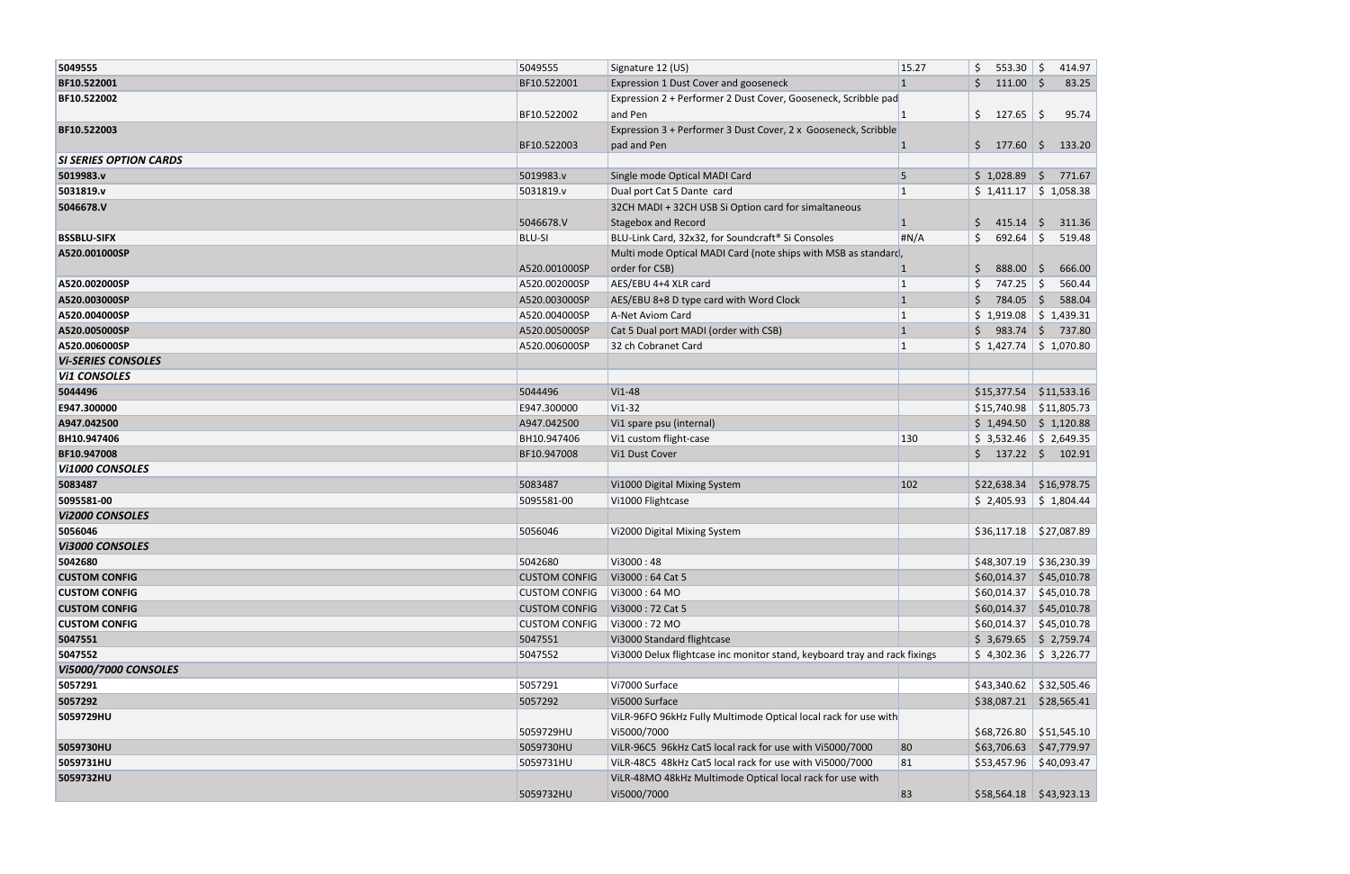| | | | | | |
|---|---|---|---|---|---|
| **5049555** | 5049555 | Signature 12 (US) | 15.27 | $ 553.30 | $ 414.97 |
| **BF10.522001** | BF10.522001 | Expression 1 Dust Cover and gooseneck | 1 | $ 111.00 | $ 83.25 |
| **BF10.522002** | BF10.522002 | Expression 2 + Performer 2 Dust Cover, Gooseneck, Scribble pad and Pen | 1 | $ 127.65 | $ 95.74 |
| **BF10.522003** | BF10.522003 | Expression 3 + Performer 3 Dust Cover, 2 x Gooseneck, Scribble pad and Pen | 1 | $ 177.60 | $ 133.20 |
| ***SI SERIES OPTION CARDS*** | | | | | |
| **5019983.v** | 5019983.v | Single mode Optical MADI Card | 5 | $ 1,028.89 | $ 771.67 |
| **5031819.v** | 5031819.v | Dual port Cat 5 Dante card | 1 | $ 1,411.17 | $ 1,058.38 |
| **5046678.V** | 5046678.V | 32CH MADI + 32CH USB Si Option card for simaltaneous Stagebox and Record | 1 | $ 415.14 | $ 311.36 |
| **BSSBLU-SIFX** | BLU-SI | BLU-Link Card, 32x32, for Soundcraft® Si Consoles | #N/A | $ 692.64 | $ 519.48 |
| **A520.001000SP** | A520.001000SP | Multi mode Optical MADI Card (note ships with MSB as standard, order for CSB) | 1 | $ 888.00 | $ 666.00 |
| **A520.002000SP** | A520.002000SP | AES/EBU 4+4 XLR card | 1 | $ 747.25 | $ 560.44 |
| **A520.003000SP** | A520.003000SP | AES/EBU 8+8 D type card with Word Clock | 1 | $ 784.05 | $ 588.04 |
| **A520.004000SP** | A520.004000SP | A-Net Aviom Card | 1 | $ 1,919.08 | $ 1,439.31 |
| **A520.005000SP** | A520.005000SP | Cat 5 Dual port MADI (order with CSB) | 1 | $ 983.74 | $ 737.80 |
| **A520.006000SP** | A520.006000SP | 32 ch Cobranet Card | 1 | $ 1,427.74 | $ 1,070.80 |
| ***Vi-SERIES CONSOLES*** | | | | | |
| ***Vi1 CONSOLES*** | | | | | |
| **5044496** | 5044496 | Vi1-48 | | $15,377.54 | $11,533.16 |
| **E947.300000** | E947.300000 | Vi1-32 | | $15,740.98 | $11,805.73 |
| **A947.042500** | A947.042500 | Vi1 spare psu (internal) | | $ 1,494.50 | $ 1,120.88 |
| **BH10.947406** | BH10.947406 | Vi1 custom flight-case | 130 | $ 3,532.46 | $ 2,649.35 |
| **BF10.947008** | BF10.947008 | Vi1 Dust Cover | | $ 137.22 | $ 102.91 |
| ***Vi1000 CONSOLES*** | | | | | |
| **5083487** | 5083487 | Vi1000 Digital Mixing System | 102 | $22,638.34 | $16,978.75 |
| **5095581-00** | 5095581-00 | Vi1000 Flightcase | | $ 2,405.93 | $ 1,804.44 |
| ***Vi2000 CONSOLES*** | | | | | |
| **5056046** | 5056046 | Vi2000 Digital Mixing System | | $36,117.18 | $27,087.89 |
| ***Vi3000 CONSOLES*** | | | | | |
| **5042680** | 5042680 | Vi3000 : 48 | | $48,307.19 | $36,230.39 |
| **CUSTOM CONFIG** | CUSTOM CONFIG | Vi3000 : 64 Cat 5 | | $60,014.37 | $45,010.78 |
| **CUSTOM CONFIG** | CUSTOM CONFIG | Vi3000 : 64 MO | | $60,014.37 | $45,010.78 |
| **CUSTOM CONFIG** | CUSTOM CONFIG | Vi3000 : 72 Cat 5 | | $60,014.37 | $45,010.78 |
| **CUSTOM CONFIG** | CUSTOM CONFIG | Vi3000 : 72 MO | | $60,014.37 | $45,010.78 |
| **5047551** | 5047551 | Vi3000 Standard flightcase | | $ 3,679.65 | $ 2,759.74 |
| **5047552** | 5047552 | Vi3000 Delux flightcase inc monitor stand, keyboard tray and rack fixings | | $ 4,302.36 | $ 3,226.77 |
| ***Vi5000/7000 CONSOLES*** | | | | | |
| **5057291** | 5057291 | Vi7000 Surface | | $43,340.62 | $32,505.46 |
| **5057292** | 5057292 | Vi5000 Surface | | $38,087.21 | $28,565.41 |
| **5059729HU** | 5059729HU | ViLR-96FO 96kHz Fully Multimode Optical local rack for use with Vi5000/7000 | | $68,726.80 | $51,545.10 |
| **5059730HU** | 5059730HU | ViLR-96C5 96kHz Cat5 local rack for use with Vi5000/7000 | 80 | $63,706.63 | $47,779.97 |
| **5059731HU** | 5059731HU | ViLR-48C5 48kHz Cat5 local rack for use with Vi5000/7000 | 81 | $53,457.96 | $40,093.47 |
| **5059732HU** | 5059732HU | ViLR-48MO 48kHz Multimode Optical local rack for use with Vi5000/7000 | 83 | $58,564.18 | $43,923.13 |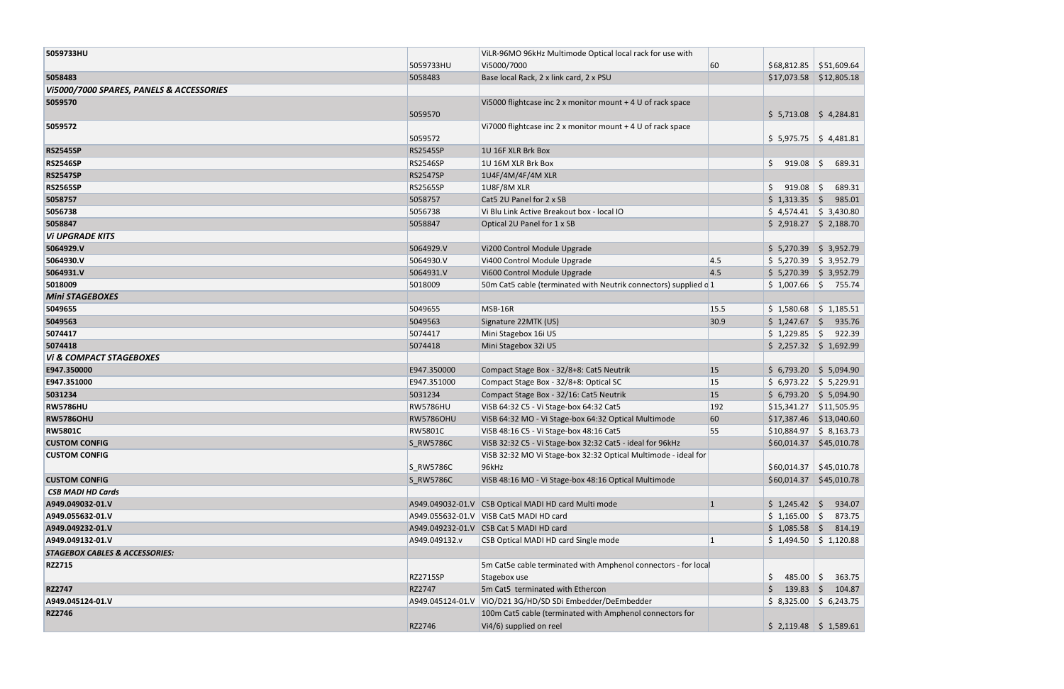| | | | | | |
|---|---|---|---|---|---|
| **5059733HU** | 5059733HU | ViLR-96MO 96kHz Multimode Optical local rack for use with Vi5000/7000 | 60 | $68,812.85 | $51,609.64 |
| **5058483** | 5058483 | Base local Rack, 2 x link card, 2 x PSU | | $17,073.58 | $12,805.18 |
| ***Vi5000/7000 SPARES, PANELS & ACCESSORIES*** | | | | | |
| **5059570** | 5059570 | Vi5000 flightcase inc 2 x monitor mount + 4 U of rack space | | $ 5,713.08 | $ 4,284.81 |
| **5059572** | 5059572 | Vi7000 flightcase inc 2 x monitor mount + 4 U of rack space | | $ 5,975.75 | $ 4,481.81 |
| **RS2545SP** | RS2545SP | 1U 16F XLR Brk Box | | | |
| **RS2546SP** | RS2546SP | 1U 16M XLR Brk Box | | $ 919.08 | $ 689.31 |
| **RS2547SP** | RS2547SP | 1U4F/4M/4F/4M XLR | | | |
| **RS2565SP** | RS2565SP | 1U8F/8M XLR | | $ 919.08 | $ 689.31 |
| **5058757** | 5058757 | Cat5 2U Panel for 2 x SB | | $ 1,313.35 | $ 985.01 |
| **5056738** | 5056738 | Vi Blu Link Active Breakout box - local IO | | $ 4,574.41 | $ 3,430.80 |
| **5058847** | 5058847 | Optical 2U Panel for 1 x SB | | $ 2,918.27 | $ 2,188.70 |
| ***Vi UPGRADE KITS*** | | | | | |
| **5064929.V** | 5064929.V | Vi200 Control Module Upgrade | | $ 5,270.39 | $ 3,952.79 |
| **5064930.V** | 5064930.V | Vi400 Control Module Upgrade | 4.5 | $ 5,270.39 | $ 3,952.79 |
| **5064931.V** | 5064931.V | Vi600 Control Module Upgrade | 4.5 | $ 5,270.39 | $ 3,952.79 |
| **5018009** | 5018009 | 50m Cat5 cable (terminated with Neutrik connectors) supplied o | 1 | $ 1,007.66 | $ 755.74 |
| ***Mini STAGEBOXES*** | | | | | |
| **5049655** | 5049655 | MSB-16R | 15.5 | $ 1,580.68 | $ 1,185.51 |
| **5049563** | 5049563 | Signature 22MTK (US) | 30.9 | $ 1,247.67 | $ 935.76 |
| **5074417** | 5074417 | Mini Stagebox 16i US | | $ 1,229.85 | $ 922.39 |
| **5074418** | 5074418 | Mini Stagebox 32i US | | $ 2,257.32 | $ 1,692.99 |
| ***Vi & COMPACT STAGEBOXES*** | | | | | |
| **E947.350000** | E947.350000 | Compact Stage Box - 32/8+8: Cat5 Neutrik | 15 | $ 6,793.20 | $ 5,094.90 |
| **E947.351000** | E947.351000 | Compact Stage Box - 32/8+8: Optical SC | 15 | $ 6,973.22 | $ 5,229.91 |
| **5031234** | 5031234 | Compact Stage Box - 32/16: Cat5 Neutrik | 15 | $ 6,793.20 | $ 5,094.90 |
| **RW5786HU** | RW5786HU | ViSB 64:32 C5 - Vi Stage-box 64:32 Cat5 | 192 | $15,341.27 | $11,505.95 |
| **RW5786OHU** | RW5786OHU | ViSB 64:32 MO - Vi Stage-box 64:32 Optical Multimode | 60 | $17,387.46 | $13,040.60 |
| **RW5801C** | RW5801C | ViSB 48:16 C5 - Vi Stage-box 48:16 Cat5 | 55 | $10,884.97 | $ 8,163.73 |
| **CUSTOM CONFIG** | S_RW5786C | ViSB 32:32 C5 - Vi Stage-box 32:32 Cat5 - ideal for 96kHz | | $60,014.37 | $45,010.78 |
| **CUSTOM CONFIG** | S_RW5786C | ViSB 32:32 MO Vi Stage-box 32:32 Optical Multimode - ideal for 96kHz | | $60,014.37 | $45,010.78 |
| **CUSTOM CONFIG** | S_RW5786C | ViSB 48:16 MO - Vi Stage-box 48:16 Optical Multimode | | $60,014.37 | $45,010.78 |
| ***CSB MADI HD Cards*** | | | | | |
| **A949.049032-01.V** | A949.049032-01.V | CSB Optical MADI HD card Multi mode | 1 | $ 1,245.42 | $ 934.07 |
| **A949.055632-01.V** | A949.055632-01.V | ViSB Cat5 MADI HD card | | $ 1,165.00 | $ 873.75 |
| **A949.049232-01.V** | A949.049232-01.V | CSB Cat 5 MADI HD card | | $ 1,085.58 | $ 814.19 |
| **A949.049132-01.V** | A949.049132.v | CSB Optical MADI HD card Single mode | 1 | $ 1,494.50 | $ 1,120.88 |
| ***STAGEBOX CABLES & ACCESSORIES:*** | | | | | |
| **RZ2715** | RZ2715SP | 5m Cat5e cable terminated with Amphenol connectors - for local Stagebox use | | $ 485.00 | $ 363.75 |
| **RZ2747** | RZ2747 | 5m Cat5 terminated with Ethercon | | $ 139.83 | $ 104.87 |
| **A949.045124-01.V** | A949.045124-01.V | ViO/D21 3G/HD/SD SDi Embedder/DeEmbedder | | $ 8,325.00 | $ 6,243.75 |
| **RZ2746** | RZ2746 | 100m Cat5 cable (terminated with Amphenol connectors for Vi4/6) supplied on reel | | $ 2,119.48 | $ 1,589.61 |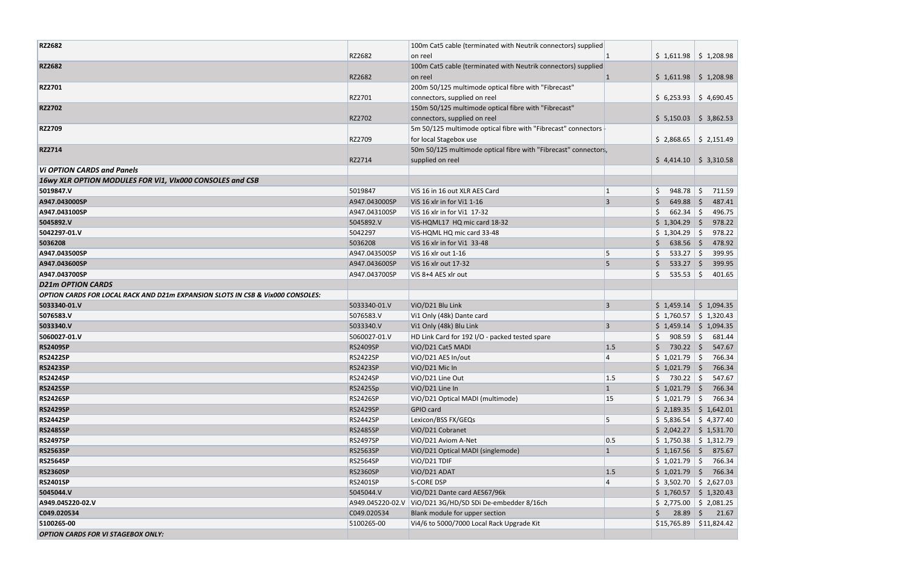| | | | | | |
|---|---|---|---|---|---|
| **RZ2682** | RZ2682 | 100m Cat5 cable (terminated with Neutrik connectors) supplied on reel | 1 | $ 1,611.98 | $ 1,208.98 |
| **RZ2682** | RZ2682 | 100m Cat5 cable (terminated with Neutrik connectors) supplied on reel | 1 | $ 1,611.98 | $ 1,208.98 |
| **RZ2701** | RZ2701 | 200m 50/125 multimode optical fibre with "Fibrecast" connectors, supplied on reel | | $ 6,253.93 | $ 4,690.45 |
| **RZ2702** | RZ2702 | 150m 50/125 multimode optical fibre with "Fibrecast" connectors, supplied on reel | | $ 5,150.03 | $ 3,862.53 |
| **RZ2709** | RZ2709 | 5m 50/125 multimode optical fibre with "Fibrecast" connectors - for local Stagebox use | | $ 2,868.65 | $ 2,151.49 |
| **RZ2714** | RZ2714 | 50m 50/125 multimode optical fibre with "Fibrecast" connectors, supplied on reel | | $ 4,414.10 | $ 3,310.58 |
| ***Vi OPTION CARDS and Panels*** | | | | | |
| ***16wy XLR OPTION MODULES FOR Vi1, VIx000 CONSOLES and CSB*** | | | | | |
| **5019847.V** | 5019847 | ViS 16 in 16 out XLR AES Card | 1 | $ 948.78 | $ 711.59 |
| **A947.043000SP** | A947.043000SP | ViS 16 xlr in for Vi1 1-16 | 3 | $ 649.88 | $ 487.41 |
| **A947.043100SP** | A947.043100SP | ViS 16 xlr in for Vi1 17-32 | | $ 662.34 | $ 496.75 |
| **5045892.V** | 5045892.V | ViS-HQML17 HQ mic card 18-32 | | $ 1,304.29 | $ 978.22 |
| **5042297-01.V** | 5042297 | ViS-HQML HQ mic card 33-48 | | $ 1,304.29 | $ 978.22 |
| **5036208** | 5036208 | ViS 16 xlr in for Vi1 33-48 | | $ 638.56 | $ 478.92 |
| **A947.043500SP** | A947.043500SP | ViS 16 xlr out 1-16 | 5 | $ 533.27 | $ 399.95 |
| **A947.043600SP** | A947.043600SP | ViS 16 xlr out 17-32 | 5 | $ 533.27 | $ 399.95 |
| **A947.043700SP** | A947.043700SP | ViS 8+4 AES xlr out | | $ 535.53 | $ 401.65 |
| ***D21m OPTION CARDS*** | | | | | |
| ***OPTION CARDS FOR LOCAL RACK AND D21m EXPANSION SLOTS IN CSB & Vix000 CONSOLES:*** | | | | | |
| **5033340-01.V** | 5033340-01.V | ViO/D21 Blu Link | 3 | $ 1,459.14 | $ 1,094.35 |
| **5076583.V** | 5076583.V | Vi1 Only (48k) Dante card | | $ 1,760.57 | $ 1,320.43 |
| **5033340.V** | 5033340.V | Vi1 Only (48k) Blu Link | 3 | $ 1,459.14 | $ 1,094.35 |
| **5060027-01.V** | 5060027-01.V | HD Link Card for 192 I/O - packed tested spare | | $ 908.59 | $ 681.44 |
| **RS2409SP** | RS2409SP | ViO/D21 Cat5 MADI | 1.5 | $ 730.22 | $ 547.67 |
| **RS2422SP** | RS2422SP | ViO/D21 AES In/out | 4 | $ 1,021.79 | $ 766.34 |
| **RS2423SP** | RS2423SP | ViO/D21 Mic In | | $ 1,021.79 | $ 766.34 |
| **RS2424SP** | RS2424SP | ViO/D21 Line Out | 1.5 | $ 730.22 | $ 547.67 |
| **RS2425SP** | RS2425Sp | ViO/D21 Line In | 1 | $ 1,021.79 | $ 766.34 |
| **RS2426SP** | RS2426SP | ViO/D21 Optical MADI (multimode) | 15 | $ 1,021.79 | $ 766.34 |
| **RS2429SP** | RS2429SP | GPIO card | | $ 2,189.35 | $ 1,642.01 |
| **RS2442SP** | RS2442SP | Lexicon/BSS FX/GEQs | 5 | $ 5,836.54 | $ 4,377.40 |
| **RS2485SP** | RS2485SP | ViO/D21 Cobranet | | $ 2,042.27 | $ 1,531.70 |
| **RS2497SP** | RS2497SP | ViO/D21 Aviom A-Net | 0.5 | $ 1,750.38 | $ 1,312.79 |
| **RS2563SP** | RS2563SP | ViO/D21 Optical MADI (singlemode) | 1 | $ 1,167.56 | $ 875.67 |
| **RS2564SP** | RS2564SP | ViO/D21 TDIF | | $ 1,021.79 | $ 766.34 |
| **RS2360SP** | RS2360SP | ViO/D21 ADAT | 1.5 | $ 1,021.79 | $ 766.34 |
| **RS2401SP** | RS2401SP | S-CORE DSP | 4 | $ 3,502.70 | $ 2,627.03 |
| **5045044.V** | 5045044.V | ViO/D21 Dante card AES67/96k | | $ 1,760.57 | $ 1,320.43 |
| **A949.045220-02.V** | A949.045220-02.V | ViO/D21 3G/HD/SD SDi De-embedder 8/16ch | | $ 2,775.00 | $ 2,081.25 |
| **C049.020534** | C049.020534 | Blank module for upper section | | $ 28.89 | $ 21.67 |
| **5100265-00** | 5100265-00 | Vi4/6 to 5000/7000 Local Rack Upgrade Kit | | $15,765.89 | $11,824.42 |
| ***OPTION CARDS FOR VI STAGEBOX ONLY:*** | | | | | |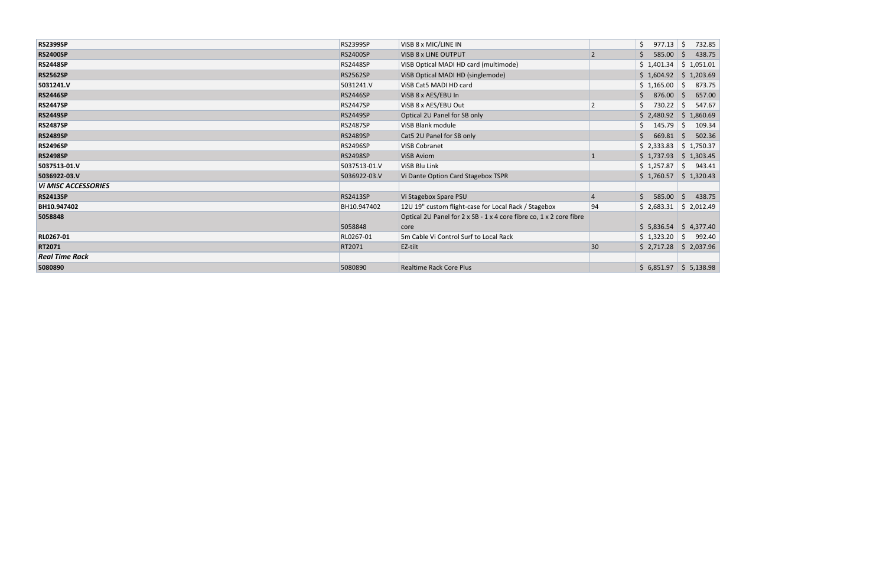| | | | | | |
|---|---|---|---|---|---|
| **RS2399SP** | RS2399SP | ViSB 8 x MIC/LINE IN | | $ 977.13 | $ 732.85 |
| **RS2400SP** | RS2400SP | ViSB 8 x LINE OUTPUT | 2 | $ 585.00 | $ 438.75 |
| **RS2448SP** | RS2448SP | ViSB Optical MADI HD card (multimode) | | $ 1,401.34 | $ 1,051.01 |
| **RS2562SP** | RS2562SP | ViSB Optical MADI HD (singlemode) | | $ 1,604.92 | $ 1,203.69 |
| **5031241.V** | 5031241.V | ViSB Cat5 MADI HD card | | $ 1,165.00 | $ 873.75 |
| **RS2446SP** | RS2446SP | ViSB 8 x AES/EBU In | | $ 876.00 | $ 657.00 |
| **RS2447SP** | RS2447SP | ViSB 8 x AES/EBU Out | 2 | $ 730.22 | $ 547.67 |
| **RS2449SP** | RS2449SP | Optical 2U Panel for SB only | | $ 2,480.92 | $ 1,860.69 |
| **RS2487SP** | RS2487SP | ViSB Blank module | | $ 145.79 | $ 109.34 |
| **RS2489SP** | RS2489SP | Cat5 2U Panel for SB only | | $ 669.81 | $ 502.36 |
| **RS2496SP** | RS2496SP | VISB Cobranet | | $ 2,333.83 | $ 1,750.37 |
| **RS2498SP** | RS2498SP | ViSB Aviom | 1 | $ 1,737.93 | $ 1,303.45 |
| **5037513-01.V** | 5037513-01.V | ViSB Blu Link | | $ 1,257.87 | $ 943.41 |
| **5036922-03.V** | 5036922-03.V | Vi Dante Option Card Stagebox TSPR | | $ 1,760.57 | $ 1,320.43 |
| ***Vi MISC ACCESSORIES*** | | | | | |
| **RS2413SP** | RS2413SP | Vi Stagebox Spare PSU | 4 | $ 585.00 | $ 438.75 |
| **BH10.947402** | BH10.947402 | 12U 19" custom flight-case for Local Rack / Stagebox | 94 | $ 2,683.31 | $ 2,012.49 |
| **5058848** | 5058848 | Optical 2U Panel for 2 x SB - 1 x 4 core fibre co, 1 x 2 core fibre core | | $ 5,836.54 | $ 4,377.40 |
| **RL0267-01** | RL0267-01 | 5m Cable Vi Control Surf to Local Rack | | $ 1,323.20 | $ 992.40 |
| **RT2071** | RT2071 | EZ-tilt | 30 | $ 2,717.28 | $ 2,037.96 |
| ***Real Time Rack*** | | | | | |
| **5080890** | 5080890 | Realtime Rack Core Plus | | $ 6,851.97 | $ 5,138.98 |